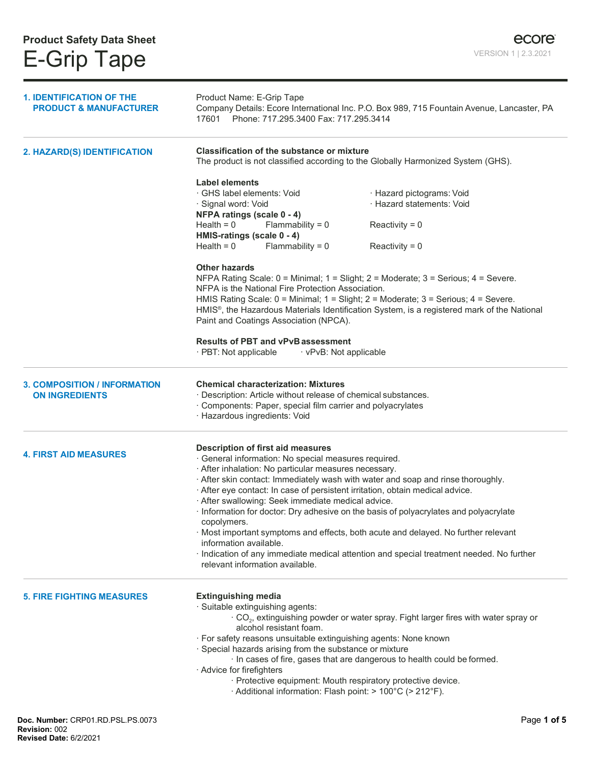# Product Safety Data Sheet

# E-Grip Tape

ecore

VERSION 1 | 2.3.2021

## 1. IDENTIFICATION OF THE PRODUCT & MANUFACTURER

Product Name: E-Grip Tape
Company Details: Ecore International Inc. P.O. Box 989, 715 Fountain Avenue, Lancaster, PA 17601 Phone: 717.295.3400 Fax: 717.295.3414

## 2. HAZARD(S) IDENTIFICATION

**Classification of the substance or mixture**
The product is not classified according to the Globally Harmonized System (GHS).

**Label elements**

· GHS label elements: Void
· Hazard pictograms: Void
· Signal word: Void
· Hazard statements: Void

**NFPA ratings (scale 0 - 4)**
Health = 0 Flammability = 0 Reactivity = 0

**HMIS-ratings (scale 0 - 4)**
Health = 0 Flammability = 0 Reactivity = 0

**Other hazards**
NFPA Rating Scale: 0 = Minimal; 1 = Slight; 2 = Moderate; 3 = Serious; 4 = Severe.
NFPA is the National Fire Protection Association.
HMIS Rating Scale: 0 = Minimal; 1 = Slight; 2 = Moderate; 3 = Serious; 4 = Severe.
HMIS®, the Hazardous Materials Identification System, is a registered mark of the National Paint and Coatings Association (NPCA).

**Results of PBT and vPvB assessment**
· PBT: Not applicable · vPvB: Not applicable

## 3. COMPOSITION / INFORMATION ON INGREDIENTS

**Chemical characterization: Mixtures**
· Description: Article without release of chemical substances.
· Components: Paper, special film carrier and polyacrylates
· Hazardous ingredients: Void

## 4. FIRST AID MEASURES

**Description of first aid measures**
· General information: No special measures required.
· After inhalation: No particular measures necessary.
· After skin contact: Immediately wash with water and soap and rinse thoroughly.
· After eye contact: In case of persistent irritation, obtain medical advice.
· After swallowing: Seek immediate medical advice.
· Information for doctor: Dry adhesive on the basis of polyacrylates and polyacrylate copolymers.
· Most important symptoms and effects, both acute and delayed. No further relevant information available.
· Indication of any immediate medical attention and special treatment needed. No further relevant information available.

## 5. FIRE FIGHTING MEASURES

**Extinguishing media**
· Suitable extinguishing agents:
  · $CO_2$, extinguishing powder or water spray. Fight larger fires with water spray or alcohol resistant foam.
· For safety reasons unsuitable extinguishing agents: None known
· Special hazards arising from the substance or mixture
  · In cases of fire, gases that are dangerous to health could be formed.
· Advice for firefighters
  · Protective equipment: Mouth respiratory protective device.
  · Additional information: Flash point: > 100°C (> 212°F).

**Doc. Number:** CRP01.RD.PSL.PS.0073
**Revision:** 002
**Revised Date:** 6/2/2021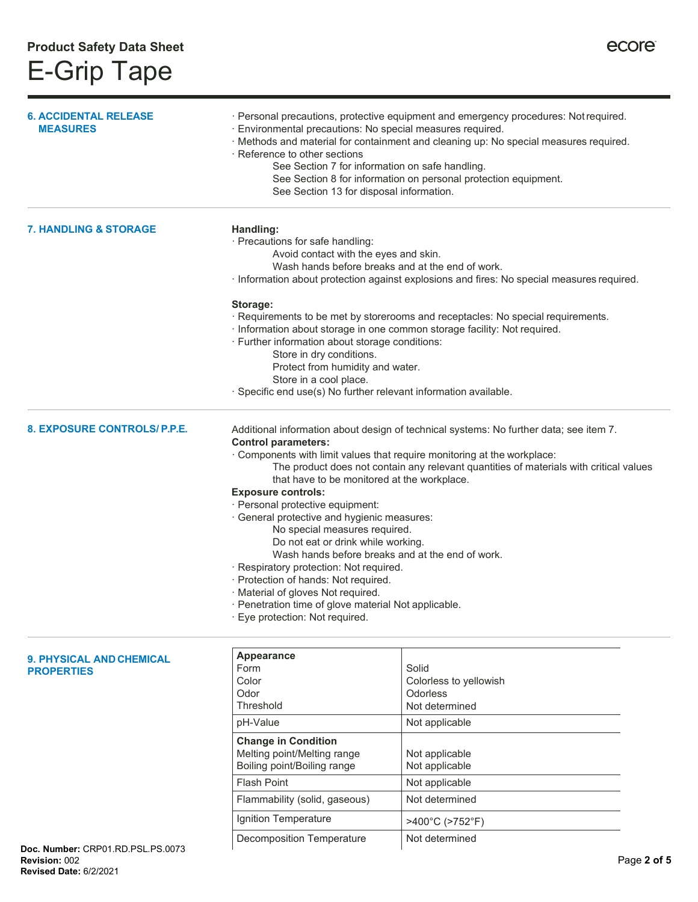## 6. ACCIDENTAL RELEASE MEASURES

· Personal precautions, protective equipment and emergency procedures: Not required.
· Environmental precautions: No special measures required.
· Methods and material for containment and cleaning up: No special measures required.
· Reference to other sections
  See Section 7 for information on safe handling.
  See Section 8 for information on personal protection equipment.
  See Section 13 for disposal information.

## 7. HANDLING & STORAGE

**Handling:**
· Precautions for safe handling:
  Avoid contact with the eyes and skin.
  Wash hands before breaks and at the end of work.
· Information about protection against explosions and fires: No special measures required.

**Storage:**
· Requirements to be met by storerooms and receptacles: No special requirements.
· Information about storage in one common storage facility: Not required.
· Further information about storage conditions:
  Store in dry conditions.
  Protect from humidity and water.
  Store in a cool place.
· Specific end use(s) No further relevant information available.

## 8. EXPOSURE CONTROLS/ P.P.E.

Additional information about design of technical systems: No further data; see item 7.

**Control parameters:**
· Components with limit values that require monitoring at the workplace:
  The product does not contain any relevant quantities of materials with critical values that have to be monitored at the workplace.

**Exposure controls:**
· Personal protective equipment:
· General protective and hygienic measures:
  No special measures required.
  Do not eat or drink while working.
  Wash hands before breaks and at the end of work.
· Respiratory protection: Not required.
· Protection of hands: Not required.
· Material of gloves Not required.
· Penetration time of glove material Not applicable.
· Eye protection: Not required.

## 9. PHYSICAL AND CHEMICAL PROPERTIES

| | |
|---|---|
| **Appearance** | |
| Form | Solid |
| Color | Colorless to yellowish |
| Odor | Odorless |
| Threshold | Not determined |
| pH-Value | Not applicable |
| **Change in Condition** | |
| Melting point/Melting range | Not applicable |
| Boiling point/Boiling range | Not applicable |
| Flash Point | Not applicable |
| Flammability (solid, gaseous) | Not determined |
| Ignition Temperature | >400°C (>752°F) |
| Decomposition Temperature | Not determined |

**Doc. Number:** CRP01.RD.PSL.PS.0073
**Revision:** 002
**Revised Date:** 6/2/2021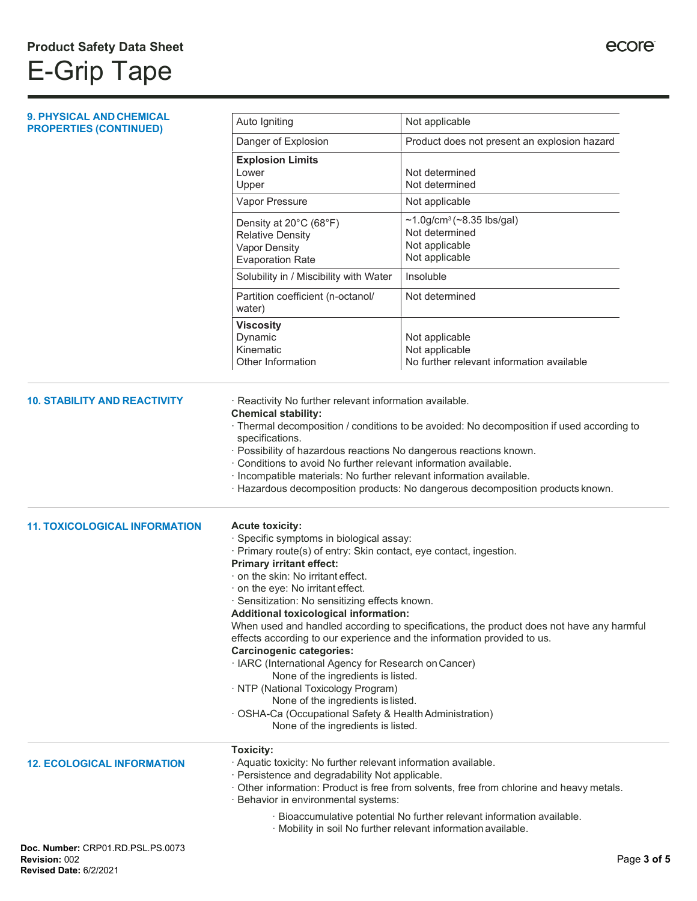## 9. PHYSICAL AND CHEMICAL PROPERTIES (CONTINUED)

| | |
|---|---|
| Auto Igniting | Not applicable |
| Danger of Explosion | Product does not present an explosion hazard |
| **Explosion Limits**<br>Lower<br>Upper | <br>Not determined<br>Not determined |
| Vapor Pressure | Not applicable |
| Density at 20°C (68°F)<br>Relative Density<br>Vapor Density<br>Evaporation Rate | ~1.0g/cm$^3$ (~8.35 lbs/gal)<br>Not determined<br>Not applicable<br>Not applicable |
| Solubility in / Miscibility with Water | Insoluble |
| Partition coefficient (n-octanol/ water) | Not determined |
| **Viscosity**<br>Dynamic<br>Kinematic<br>Other Information | <br>Not applicable<br>Not applicable<br>No further relevant information available |

## 10. STABILITY AND REACTIVITY

· Reactivity No further relevant information available.

**Chemical stability:**

· Thermal decomposition / conditions to be avoided: No decomposition if used according to specifications.
· Possibility of hazardous reactions No dangerous reactions known.
· Conditions to avoid No further relevant information available.
· Incompatible materials: No further relevant information available.
· Hazardous decomposition products: No dangerous decomposition products known.

## 11. TOXICOLOGICAL INFORMATION

**Acute toxicity:**

· Specific symptoms in biological assay:
· Primary route(s) of entry: Skin contact, eye contact, ingestion.

**Primary irritant effect:**

· on the skin: No irritant effect.
· on the eye: No irritant effect.
· Sensitization: No sensitizing effects known.

**Additional toxicological information:**

When used and handled according to specifications, the product does not have any harmful effects according to our experience and the information provided to us.

**Carcinogenic categories:**

· IARC (International Agency for Research on Cancer)
  None of the ingredients is listed.
· NTP (National Toxicology Program)
  None of the ingredients is listed.
· OSHA-Ca (Occupational Safety & Health Administration)
  None of the ingredients is listed.

## 12. ECOLOGICAL INFORMATION

**Toxicity:**

· Aquatic toxicity: No further relevant information available.
· Persistence and degradability Not applicable.
· Other information: Product is free from solvents, free from chlorine and heavy metals.
· Behavior in environmental systems:
  · Bioaccumulative potential No further relevant information available.
  · Mobility in soil No further relevant information available.

**Doc. Number:** CRP01.RD.PSL.PS.0073
**Revision:** 002
**Revised Date:** 6/2/2021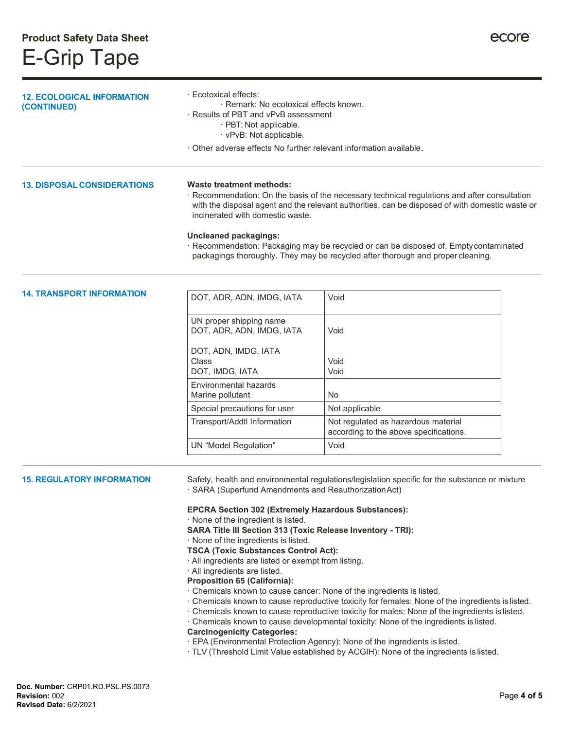## 12. ECOLOGICAL INFORMATION (CONTINUED)

· Ecotoxical effects:
  · Remark: No ecotoxical effects known.
· Results of PBT and vPvB assessment
  · PBT: Not applicable.
  · vPvB: Not applicable.
· Other adverse effects No further relevant information available.

## 13. DISPOSAL CONSIDERATIONS

**Waste treatment methods:**

· Recommendation: On the basis of the necessary technical regulations and after consultation with the disposal agent and the relevant authorities, can be disposed of with domestic waste or incinerated with domestic waste.

**Uncleaned packagings:**

· Recommendation: Packaging may be recycled or can be disposed of. Empty contaminated packagings thoroughly. They may be recycled after thorough and proper cleaning.

## 14. TRANSPORT INFORMATION

| DOT, ADR, ADN, IMDG, IATA | Void |
|---|---|
| UN proper shipping name<br>DOT, ADR, ADN, IMDG, IATA<br><br>DOT, ADN, IMDG, IATA<br>Class<br>DOT, IMDG, IATA | <br>Void<br><br><br>Void<br>Void |
| Environmental hazards<br>Marine pollutant | <br>No |
| Special precautions for user | Not applicable |
| Transport/Addtl Information | Not regulated as hazardous material according to the above specifications. |
| UN “Model Regulation” | Void |

## 15. REGULATORY INFORMATION

Safety, health and environmental regulations/legislation specific for the substance or mixture
· SARA (Superfund Amendments and Reauthorization Act)

**EPCRA Section 302 (Extremely Hazardous Substances):**
· None of the ingredient is listed.
**SARA Title III Section 313 (Toxic Release Inventory - TRI):**
· None of the ingredients is listed.
**TSCA (Toxic Substances Control Act):**
· All ingredients are listed or exempt from listing.
· All ingredients are listed.
**Proposition 65 (California):**
· Chemicals known to cause cancer: None of the ingredients is listed.
· Chemicals known to cause reproductive toxicity for females: None of the ingredients is listed.
· Chemicals known to cause reproductive toxicity for males: None of the ingredients is listed.
· Chemicals known to cause developmental toxicity: None of the ingredients is listed.
**Carcinogenicity Categories:**
· EPA (Environmental Protection Agency): None of the ingredients is listed.
· TLV (Threshold Limit Value established by ACGIH): None of the ingredients is listed.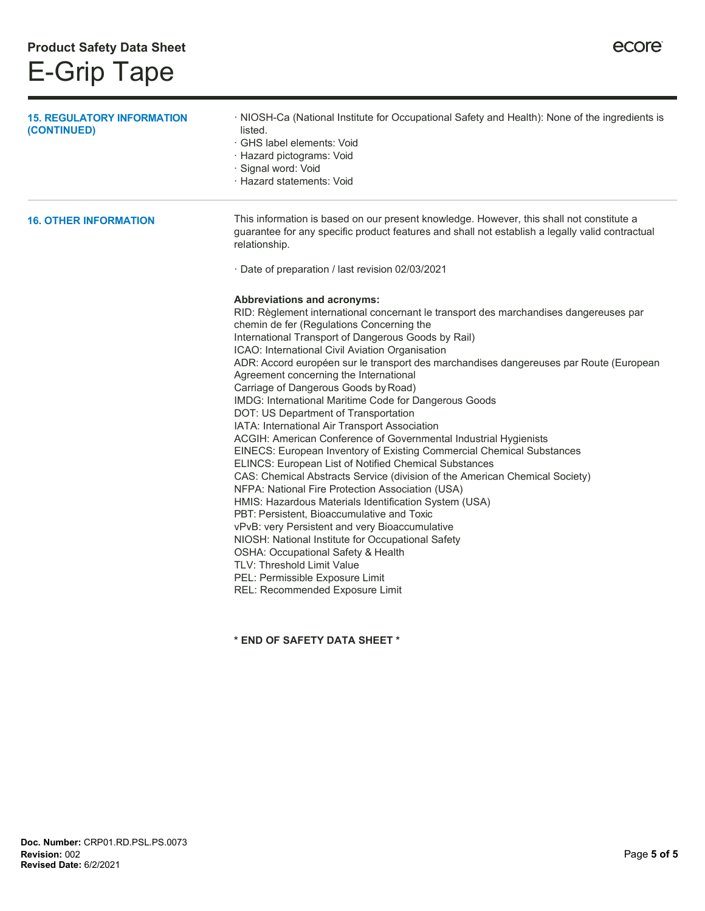## 15. REGULATORY INFORMATION (CONTINUED)

· NIOSH-Ca (National Institute for Occupational Safety and Health): None of the ingredients is listed.
· GHS label elements: Void
· Hazard pictograms: Void
· Signal word: Void
· Hazard statements: Void

## 16. OTHER INFORMATION

This information is based on our present knowledge. However, this shall not constitute a guarantee for any specific product features and shall not establish a legally valid contractual relationship.

· Date of preparation / last revision 02/03/2021

**Abbreviations and acronyms:**
RID: Règlement international concernant le transport des marchandises dangereuses par chemin de fer (Regulations Concerning the International Transport of Dangerous Goods by Rail)
ICAO: International Civil Aviation Organisation
ADR: Accord européen sur le transport des marchandises dangereuses par Route (European Agreement concerning the International Carriage of Dangerous Goods by Road)
IMDG: International Maritime Code for Dangerous Goods
DOT: US Department of Transportation
IATA: International Air Transport Association
ACGIH: American Conference of Governmental Industrial Hygienists
EINECS: European Inventory of Existing Commercial Chemical Substances
ELINCS: European List of Notified Chemical Substances
CAS: Chemical Abstracts Service (division of the American Chemical Society)
NFPA: National Fire Protection Association (USA)
HMIS: Hazardous Materials Identification System (USA)
PBT: Persistent, Bioaccumulative and Toxic
vPvB: very Persistent and very Bioaccumulative
NIOSH: National Institute for Occupational Safety
OSHA: Occupational Safety & Health
TLV: Threshold Limit Value
PEL: Permissible Exposure Limit
REL: Recommended Exposure Limit

**\* END OF SAFETY DATA SHEET \***

**Doc. Number:** CRP01.RD.PSL.PS.0073
**Revision:** 002
**Revised Date:** 6/2/2021